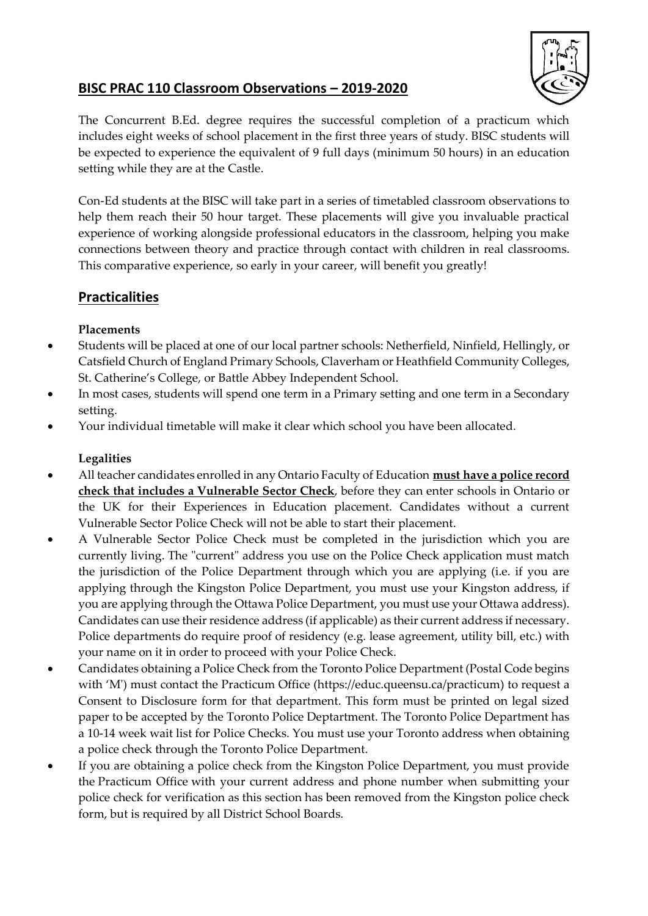## BISC PRAC 110 Classroom Observations – 2019-2020

The Concurrent B.Ed. degree requires the successful completion of a practicum which includes eight weeks of school placement in the first three years of study. BISC students will be expected to experience the equivalent of 9 full days (minimum 50 hours) in an education setting while they are at the Castle.

Con-Ed students at the BISC will take part in a series of timetabled classroom observations to help them reach their 50 hour target. These placements will give you invaluable practical experience of working alongside professional educators in the classroom, helping you make connections between theory and practice through contact with children in real classrooms. This comparative experience, so early in your career, will benefit you greatly!

## Practicalities

**Placements**

- Students will be placed at one of our local partner schools: Netherfield, Ninfield, Hellingly, or Catsfield Church of England Primary Schools, Claverham or Heathfield Community Colleges, St. Catherine's College, or Battle Abbey Independent School.
- In most cases, students will spend one term in a Primary setting and one term in a Secondary setting.
- Your individual timetable will make it clear which school you have been allocated.

**Legalities**

- All teacher candidates enrolled in any Ontario Faculty of Education **must have a police record check that includes a Vulnerable Sector Check**, before they can enter schools in Ontario or the UK for their Experiences in Education placement. Candidates without a current Vulnerable Sector Police Check will not be able to start their placement.
- A Vulnerable Sector Police Check must be completed in the jurisdiction which you are currently living. The "current" address you use on the Police Check application must match the jurisdiction of the Police Department through which you are applying (i.e. if you are applying through the Kingston Police Department, you must use your Kingston address, if you are applying through the Ottawa Police Department, you must use your Ottawa address). Candidates can use their residence address (if applicable) as their current address if necessary. Police departments do require proof of residency (e.g. lease agreement, utility bill, etc.) with your name on it in order to proceed with your Police Check.
- Candidates obtaining a Police Check from the Toronto Police Department (Postal Code begins with 'M') must contact the Practicum Office (https://educ.queensu.ca/practicum) to request a Consent to Disclosure form for that department. This form must be printed on legal sized paper to be accepted by the Toronto Police Deptartment. The Toronto Police Department has a 10-14 week wait list for Police Checks. You must use your Toronto address when obtaining a police check through the Toronto Police Department.
- If you are obtaining a police check from the Kingston Police Department, you must provide the Practicum Office with your current address and phone number when submitting your police check for verification as this section has been removed from the Kingston police check form, but is required by all District School Boards.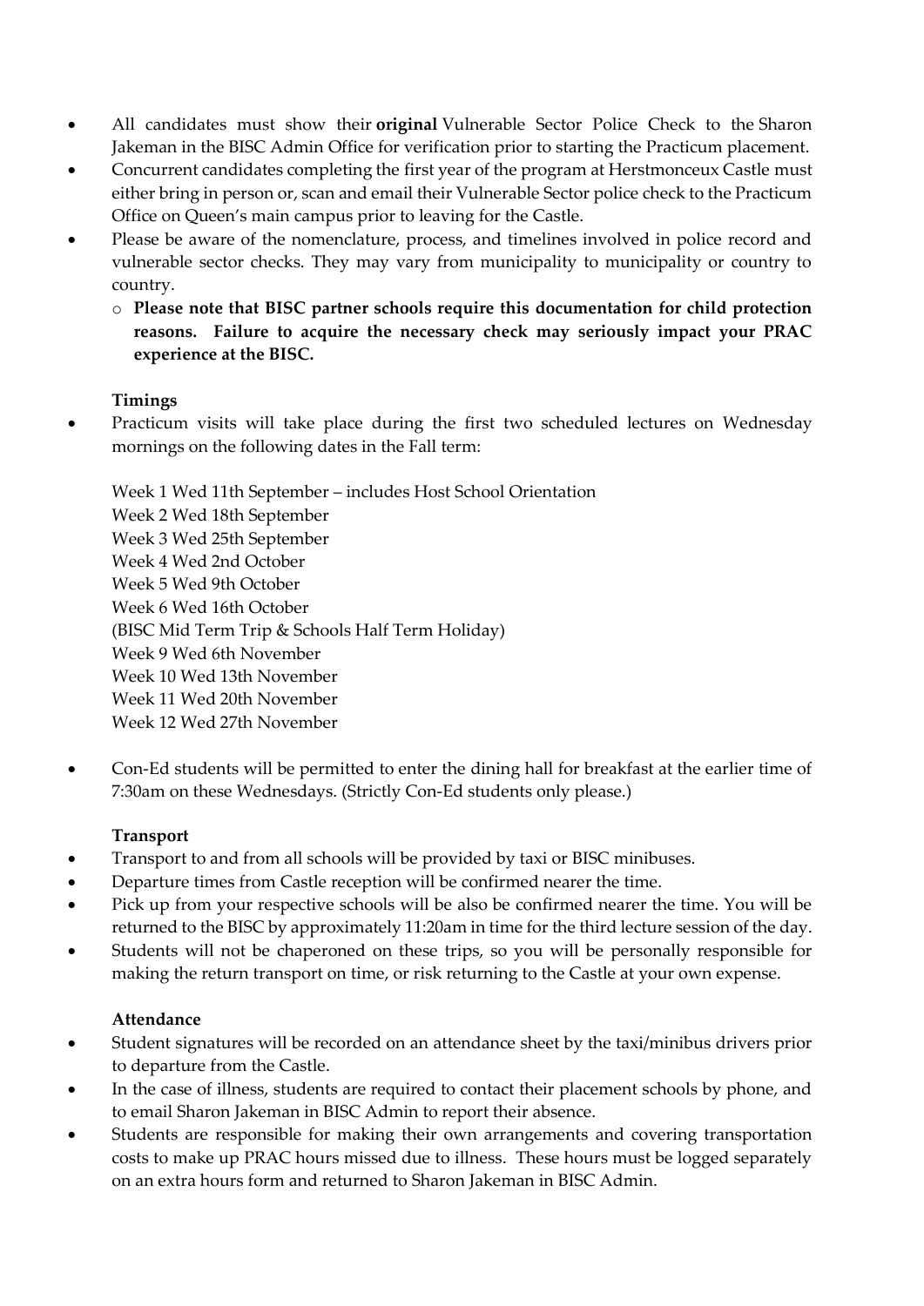- All candidates must show their **original** Vulnerable Sector Police Check to the Sharon Jakeman in the BISC Admin Office for verification prior to starting the Practicum placement.
- Concurrent candidates completing the first year of the program at Herstmonceux Castle must either bring in person or, scan and email their Vulnerable Sector police check to the Practicum Office on Queen's main campus prior to leaving for the Castle.
- Please be aware of the nomenclature, process, and timelines involved in police record and vulnerable sector checks. They may vary from municipality to municipality or country to country.
  - **Please note that BISC partner schools require this documentation for child protection reasons. Failure to acquire the necessary check may seriously impact your PRAC experience at the BISC.**

**Timings**

- Practicum visits will take place during the first two scheduled lectures on Wednesday mornings on the following dates in the Fall term:

  Week 1 Wed 11th September – includes Host School Orientation
  Week 2 Wed 18th September
  Week 3 Wed 25th September
  Week 4 Wed 2nd October
  Week 5 Wed 9th October
  Week 6 Wed 16th October
  (BISC Mid Term Trip & Schools Half Term Holiday)
  Week 9 Wed 6th November
  Week 10 Wed 13th November
  Week 11 Wed 20th November
  Week 12 Wed 27th November

- Con-Ed students will be permitted to enter the dining hall for breakfast at the earlier time of 7:30am on these Wednesdays. (Strictly Con-Ed students only please.)

**Transport**

- Transport to and from all schools will be provided by taxi or BISC minibuses.
- Departure times from Castle reception will be confirmed nearer the time.
- Pick up from your respective schools will be also be confirmed nearer the time. You will be returned to the BISC by approximately 11:20am in time for the third lecture session of the day.
- Students will not be chaperoned on these trips, so you will be personally responsible for making the return transport on time, or risk returning to the Castle at your own expense.

**Attendance**

- Student signatures will be recorded on an attendance sheet by the taxi/minibus drivers prior to departure from the Castle.
- In the case of illness, students are required to contact their placement schools by phone, and to email Sharon Jakeman in BISC Admin to report their absence.
- Students are responsible for making their own arrangements and covering transportation costs to make up PRAC hours missed due to illness. These hours must be logged separately on an extra hours form and returned to Sharon Jakeman in BISC Admin.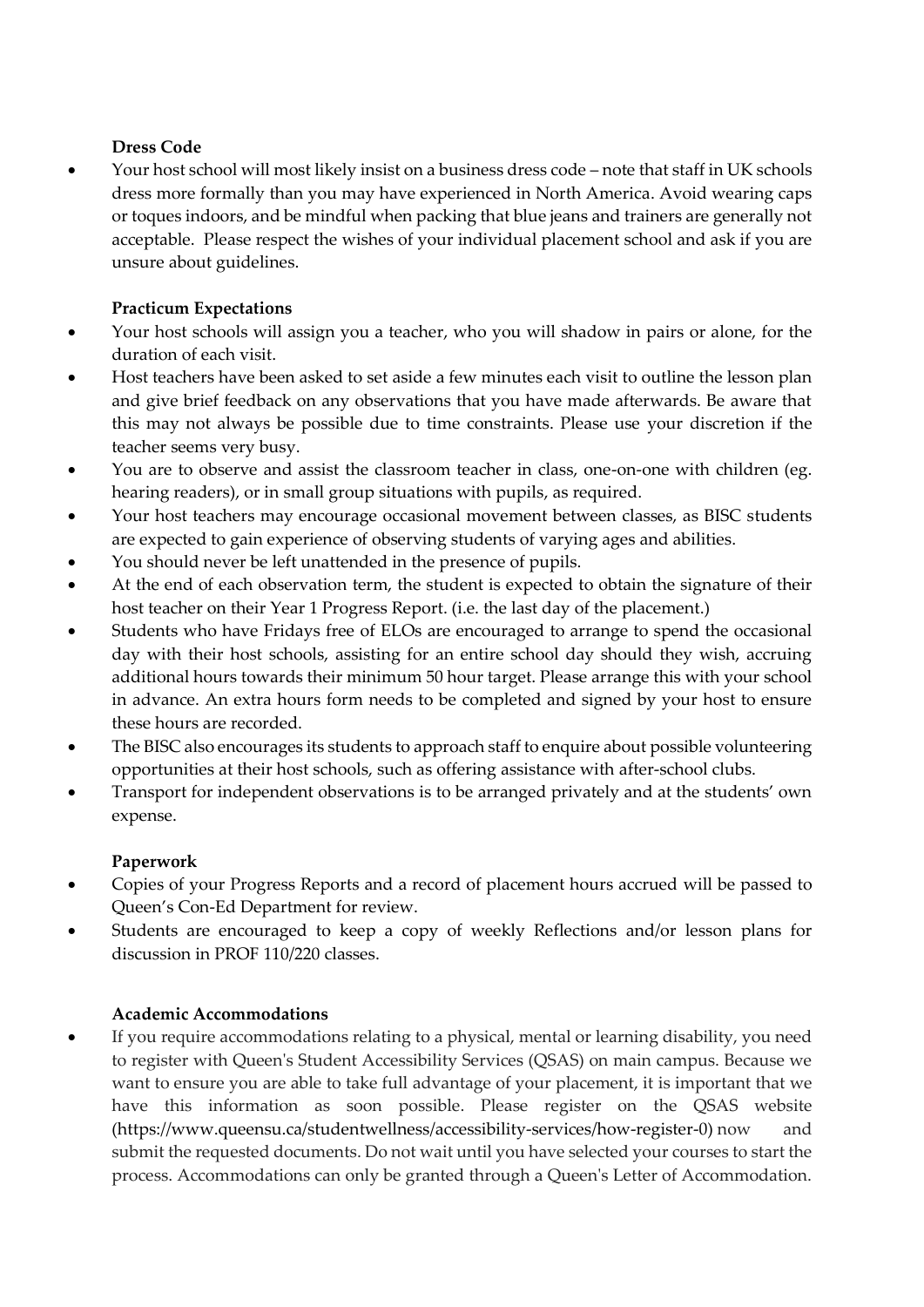**Dress Code**

- Your host school will most likely insist on a business dress code – note that staff in UK schools dress more formally than you may have experienced in North America. Avoid wearing caps or toques indoors, and be mindful when packing that blue jeans and trainers are generally not acceptable. Please respect the wishes of your individual placement school and ask if you are unsure about guidelines.

**Practicum Expectations**

- Your host schools will assign you a teacher, who you will shadow in pairs or alone, for the duration of each visit.
- Host teachers have been asked to set aside a few minutes each visit to outline the lesson plan and give brief feedback on any observations that you have made afterwards. Be aware that this may not always be possible due to time constraints. Please use your discretion if the teacher seems very busy.
- You are to observe and assist the classroom teacher in class, one-on-one with children (eg. hearing readers), or in small group situations with pupils, as required.
- Your host teachers may encourage occasional movement between classes, as BISC students are expected to gain experience of observing students of varying ages and abilities.
- You should never be left unattended in the presence of pupils.
- At the end of each observation term, the student is expected to obtain the signature of their host teacher on their Year 1 Progress Report. (i.e. the last day of the placement.)
- Students who have Fridays free of ELOs are encouraged to arrange to spend the occasional day with their host schools, assisting for an entire school day should they wish, accruing additional hours towards their minimum 50 hour target. Please arrange this with your school in advance. An extra hours form needs to be completed and signed by your host to ensure these hours are recorded.
- The BISC also encourages its students to approach staff to enquire about possible volunteering opportunities at their host schools, such as offering assistance with after-school clubs.
- Transport for independent observations is to be arranged privately and at the students' own expense.

**Paperwork**

- Copies of your Progress Reports and a record of placement hours accrued will be passed to Queen's Con-Ed Department for review.
- Students are encouraged to keep a copy of weekly Reflections and/or lesson plans for discussion in PROF 110/220 classes.

**Academic Accommodations**

- If you require accommodations relating to a physical, mental or learning disability, you need to register with Queen's Student Accessibility Services (QSAS) on main campus. Because we want to ensure you are able to take full advantage of your placement, it is important that we have this information as soon possible. Please register on the QSAS website (https://www.queensu.ca/studentwellness/accessibility-services/how-register-0) now and submit the requested documents. Do not wait until you have selected your courses to start the process. Accommodations can only be granted through a Queen's Letter of Accommodation.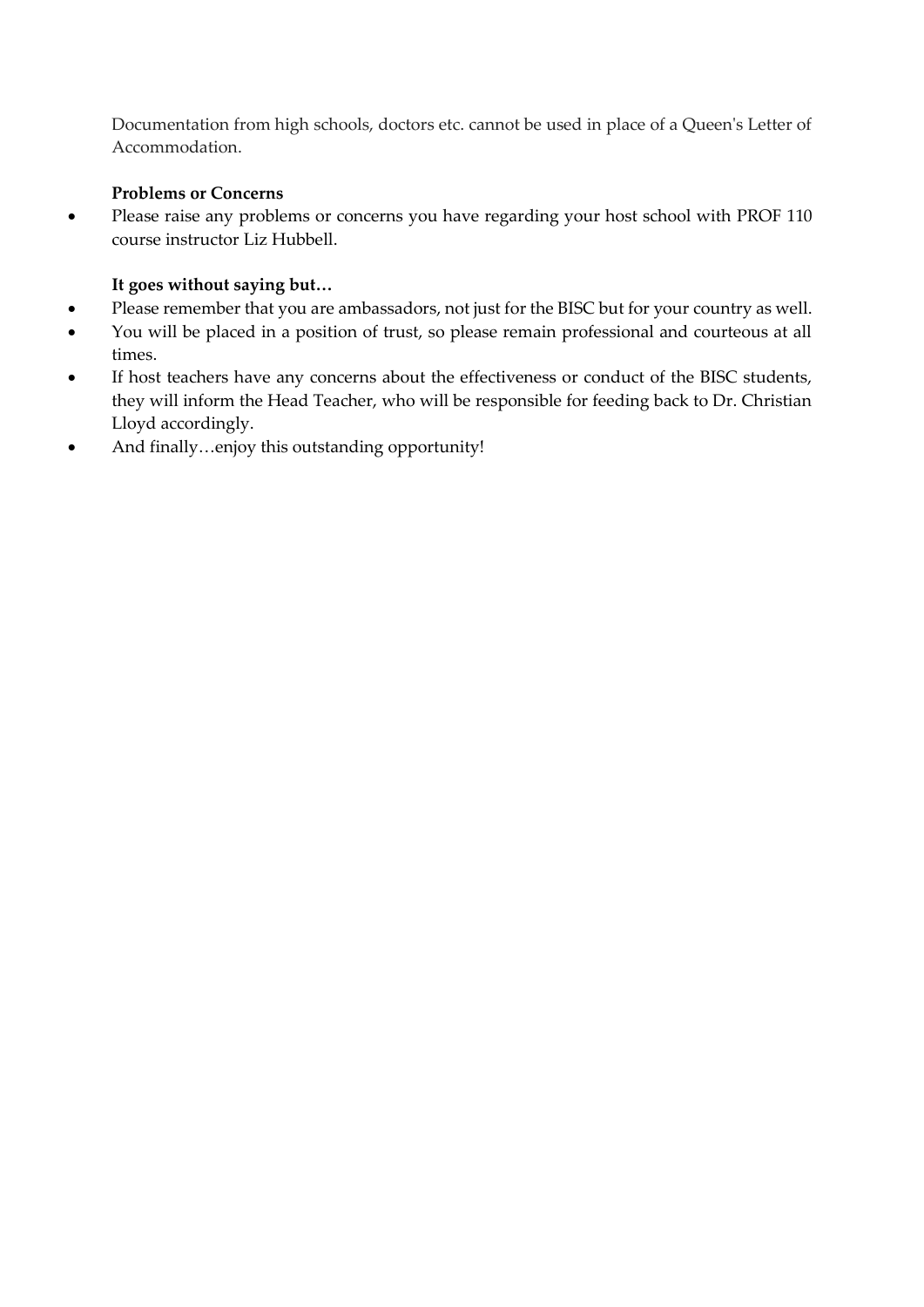Documentation from high schools, doctors etc. cannot be used in place of a Queen's Letter of Accommodation.

**Problems or Concerns**

- Please raise any problems or concerns you have regarding your host school with PROF 110 course instructor Liz Hubbell.

**It goes without saying but…**

- Please remember that you are ambassadors, not just for the BISC but for your country as well.
- You will be placed in a position of trust, so please remain professional and courteous at all times.
- If host teachers have any concerns about the effectiveness or conduct of the BISC students, they will inform the Head Teacher, who will be responsible for feeding back to Dr. Christian Lloyd accordingly.
- And finally…enjoy this outstanding opportunity!